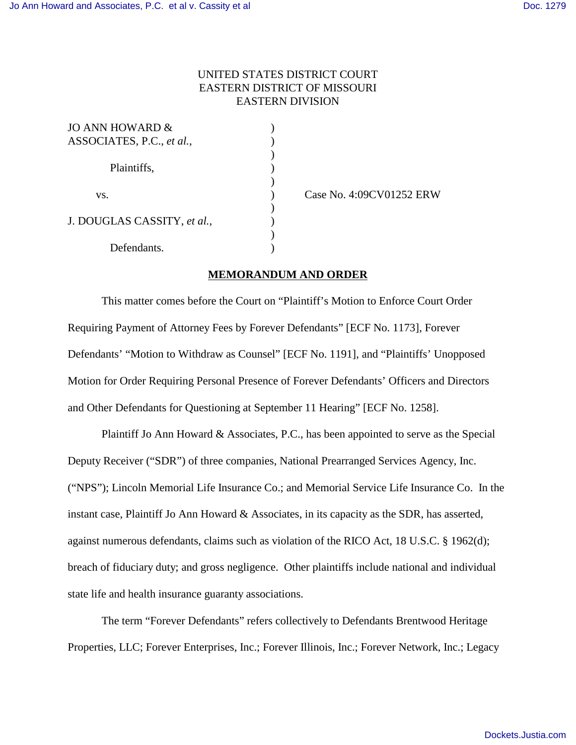UNITED STATES DISTRICT COURT
EASTERN DISTRICT OF MISSOURI
EASTERN DIVISION

| | | |
|---|---|---|
| JO ANN HOWARD & ASSOCIATES, P.C., *et al.*, | ) | |
| Plaintiffs, | ) | |
| vs. | ) | Case No. 4:09CV01252 ERW |
| J. DOUGLAS CASSITY, *et al.*, | ) | |
| Defendants. | ) | |

**MEMORANDUM AND ORDER**

This matter comes before the Court on "Plaintiff's Motion to Enforce Court Order Requiring Payment of Attorney Fees by Forever Defendants" [ECF No. 1173], Forever Defendants' "Motion to Withdraw as Counsel" [ECF No. 1191], and "Plaintiffs' Unopposed Motion for Order Requiring Personal Presence of Forever Defendants' Officers and Directors and Other Defendants for Questioning at September 11 Hearing" [ECF No. 1258].

Plaintiff Jo Ann Howard & Associates, P.C., has been appointed to serve as the Special Deputy Receiver ("SDR") of three companies, National Prearranged Services Agency, Inc. ("NPS"); Lincoln Memorial Life Insurance Co.; and Memorial Service Life Insurance Co. In the instant case, Plaintiff Jo Ann Howard & Associates, in its capacity as the SDR, has asserted, against numerous defendants, claims such as violation of the RICO Act, 18 U.S.C. § 1962(d); breach of fiduciary duty; and gross negligence. Other plaintiffs include national and individual state life and health insurance guaranty associations.

The term "Forever Defendants" refers collectively to Defendants Brentwood Heritage Properties, LLC; Forever Enterprises, Inc.; Forever Illinois, Inc.; Forever Network, Inc.; Legacy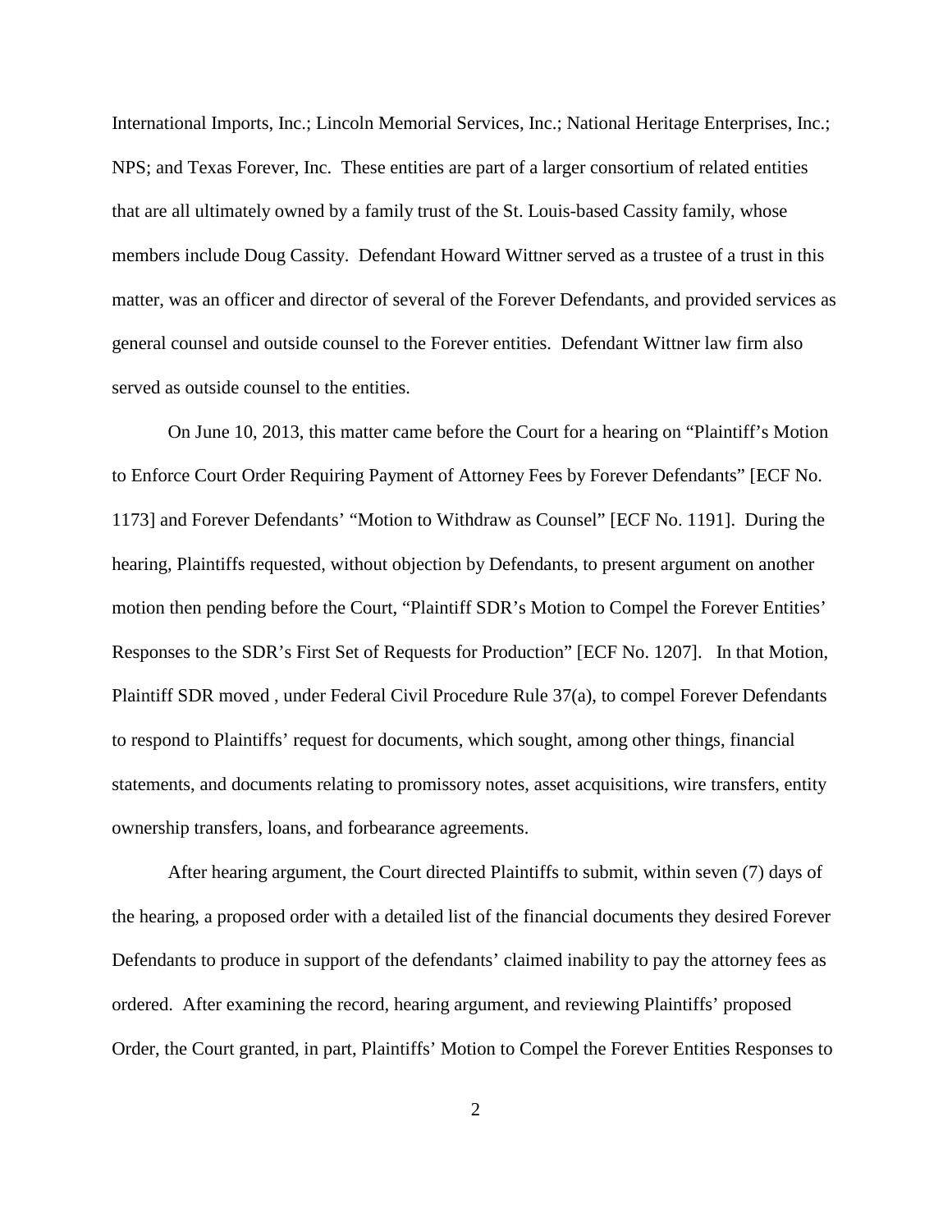International Imports, Inc.; Lincoln Memorial Services, Inc.; National Heritage Enterprises, Inc.; NPS; and Texas Forever, Inc. These entities are part of a larger consortium of related entities that are all ultimately owned by a family trust of the St. Louis-based Cassity family, whose members include Doug Cassity. Defendant Howard Wittner served as a trustee of a trust in this matter, was an officer and director of several of the Forever Defendants, and provided services as general counsel and outside counsel to the Forever entities. Defendant Wittner law firm also served as outside counsel to the entities.

On June 10, 2013, this matter came before the Court for a hearing on "Plaintiff's Motion to Enforce Court Order Requiring Payment of Attorney Fees by Forever Defendants" [ECF No. 1173] and Forever Defendants' "Motion to Withdraw as Counsel" [ECF No. 1191]. During the hearing, Plaintiffs requested, without objection by Defendants, to present argument on another motion then pending before the Court, "Plaintiff SDR's Motion to Compel the Forever Entities' Responses to the SDR's First Set of Requests for Production" [ECF No. 1207]. In that Motion, Plaintiff SDR moved , under Federal Civil Procedure Rule 37(a), to compel Forever Defendants to respond to Plaintiffs' request for documents, which sought, among other things, financial statements, and documents relating to promissory notes, asset acquisitions, wire transfers, entity ownership transfers, loans, and forbearance agreements.

After hearing argument, the Court directed Plaintiffs to submit, within seven (7) days of the hearing, a proposed order with a detailed list of the financial documents they desired Forever Defendants to produce in support of the defendants' claimed inability to pay the attorney fees as ordered. After examining the record, hearing argument, and reviewing Plaintiffs' proposed Order, the Court granted, in part, Plaintiffs' Motion to Compel the Forever Entities Responses to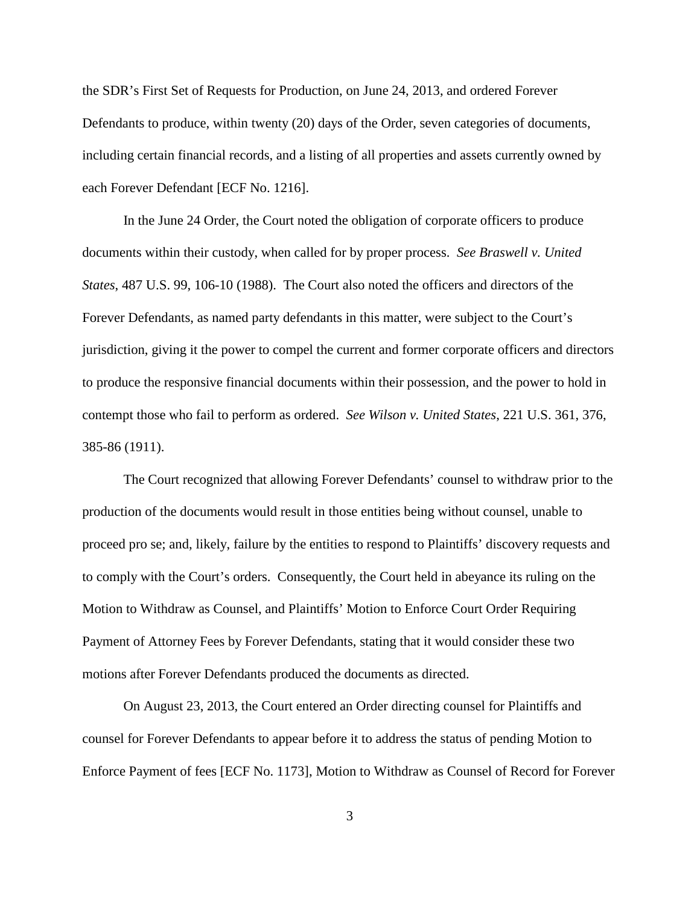the SDR's First Set of Requests for Production, on June 24, 2013, and ordered Forever Defendants to produce, within twenty (20) days of the Order, seven categories of documents, including certain financial records, and a listing of all properties and assets currently owned by each Forever Defendant [ECF No. 1216].

In the June 24 Order, the Court noted the obligation of corporate officers to produce documents within their custody, when called for by proper process. *See Braswell v. United States*, 487 U.S. 99, 106-10 (1988). The Court also noted the officers and directors of the Forever Defendants, as named party defendants in this matter, were subject to the Court's jurisdiction, giving it the power to compel the current and former corporate officers and directors to produce the responsive financial documents within their possession, and the power to hold in contempt those who fail to perform as ordered. *See Wilson v. United States*, 221 U.S. 361, 376, 385-86 (1911).

The Court recognized that allowing Forever Defendants' counsel to withdraw prior to the production of the documents would result in those entities being without counsel, unable to proceed pro se; and, likely, failure by the entities to respond to Plaintiffs' discovery requests and to comply with the Court's orders. Consequently, the Court held in abeyance its ruling on the Motion to Withdraw as Counsel, and Plaintiffs' Motion to Enforce Court Order Requiring Payment of Attorney Fees by Forever Defendants, stating that it would consider these two motions after Forever Defendants produced the documents as directed.

On August 23, 2013, the Court entered an Order directing counsel for Plaintiffs and counsel for Forever Defendants to appear before it to address the status of pending Motion to Enforce Payment of fees [ECF No. 1173], Motion to Withdraw as Counsel of Record for Forever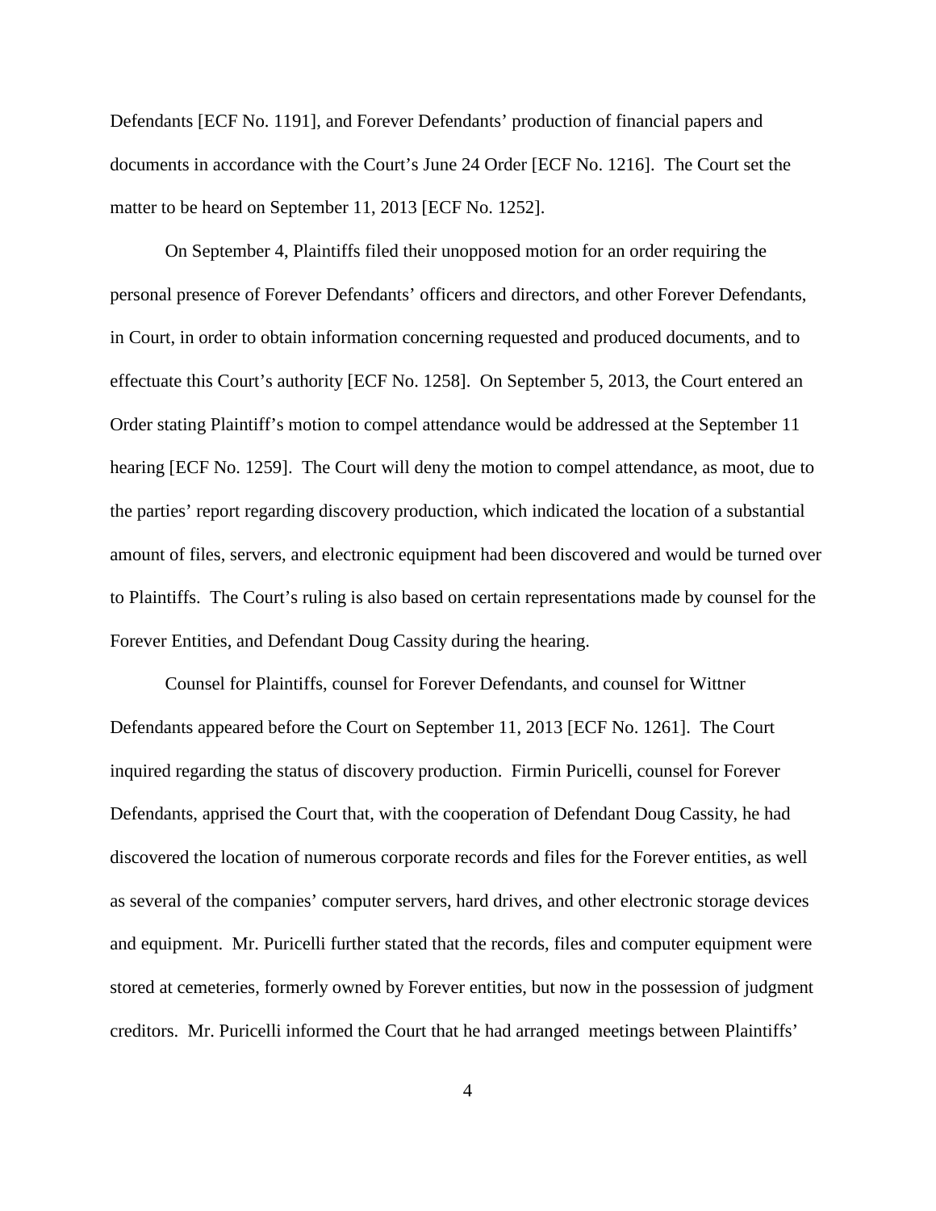Defendants [ECF No. 1191], and Forever Defendants' production of financial papers and documents in accordance with the Court's June 24 Order [ECF No. 1216]. The Court set the matter to be heard on September 11, 2013 [ECF No. 1252].

On September 4, Plaintiffs filed their unopposed motion for an order requiring the personal presence of Forever Defendants' officers and directors, and other Forever Defendants, in Court, in order to obtain information concerning requested and produced documents, and to effectuate this Court's authority [ECF No. 1258]. On September 5, 2013, the Court entered an Order stating Plaintiff's motion to compel attendance would be addressed at the September 11 hearing [ECF No. 1259]. The Court will deny the motion to compel attendance, as moot, due to the parties' report regarding discovery production, which indicated the location of a substantial amount of files, servers, and electronic equipment had been discovered and would be turned over to Plaintiffs. The Court's ruling is also based on certain representations made by counsel for the Forever Entities, and Defendant Doug Cassity during the hearing.

Counsel for Plaintiffs, counsel for Forever Defendants, and counsel for Wittner Defendants appeared before the Court on September 11, 2013 [ECF No. 1261]. The Court inquired regarding the status of discovery production. Firmin Puricelli, counsel for Forever Defendants, apprised the Court that, with the cooperation of Defendant Doug Cassity, he had discovered the location of numerous corporate records and files for the Forever entities, as well as several of the companies' computer servers, hard drives, and other electronic storage devices and equipment. Mr. Puricelli further stated that the records, files and computer equipment were stored at cemeteries, formerly owned by Forever entities, but now in the possession of judgment creditors. Mr. Puricelli informed the Court that he had arranged meetings between Plaintiffs'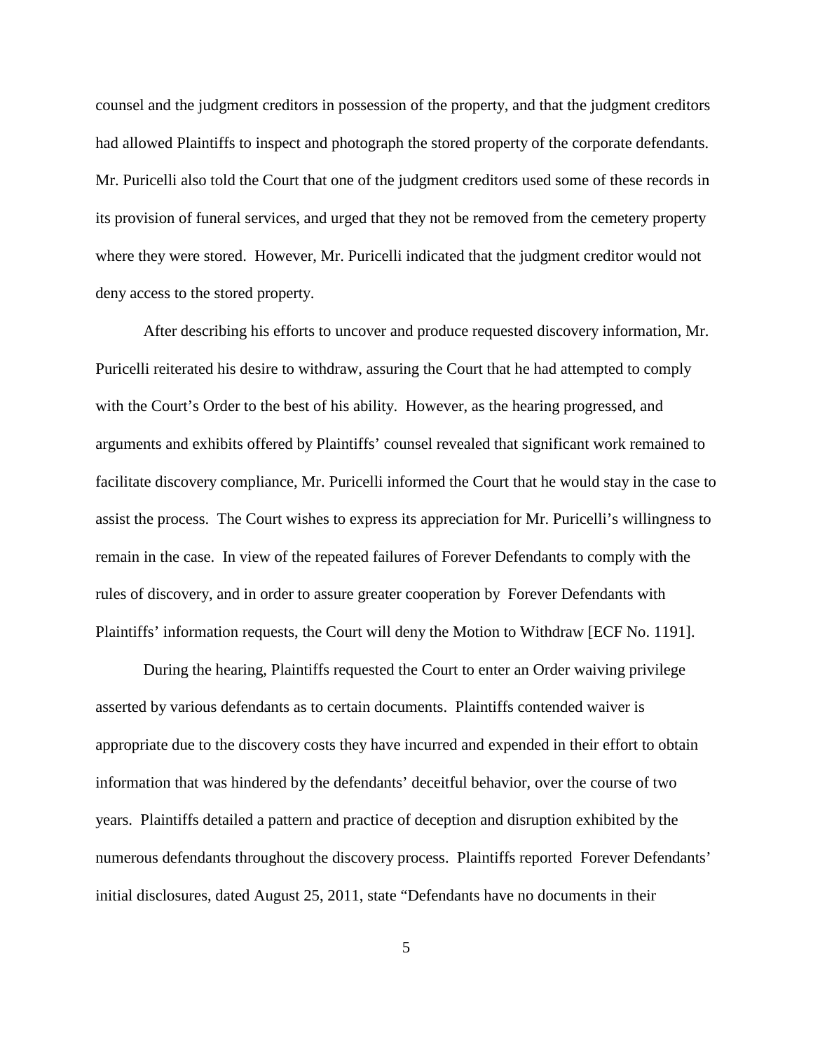counsel and the judgment creditors in possession of the property, and that the judgment creditors had allowed Plaintiffs to inspect and photograph the stored property of the corporate defendants. Mr. Puricelli also told the Court that one of the judgment creditors used some of these records in its provision of funeral services, and urged that they not be removed from the cemetery property where they were stored. However, Mr. Puricelli indicated that the judgment creditor would not deny access to the stored property.

After describing his efforts to uncover and produce requested discovery information, Mr. Puricelli reiterated his desire to withdraw, assuring the Court that he had attempted to comply with the Court's Order to the best of his ability. However, as the hearing progressed, and arguments and exhibits offered by Plaintiffs' counsel revealed that significant work remained to facilitate discovery compliance, Mr. Puricelli informed the Court that he would stay in the case to assist the process. The Court wishes to express its appreciation for Mr. Puricelli's willingness to remain in the case. In view of the repeated failures of Forever Defendants to comply with the rules of discovery, and in order to assure greater cooperation by Forever Defendants with Plaintiffs' information requests, the Court will deny the Motion to Withdraw [ECF No. 1191].

During the hearing, Plaintiffs requested the Court to enter an Order waiving privilege asserted by various defendants as to certain documents. Plaintiffs contended waiver is appropriate due to the discovery costs they have incurred and expended in their effort to obtain information that was hindered by the defendants' deceitful behavior, over the course of two years. Plaintiffs detailed a pattern and practice of deception and disruption exhibited by the numerous defendants throughout the discovery process. Plaintiffs reported Forever Defendants' initial disclosures, dated August 25, 2011, state "Defendants have no documents in their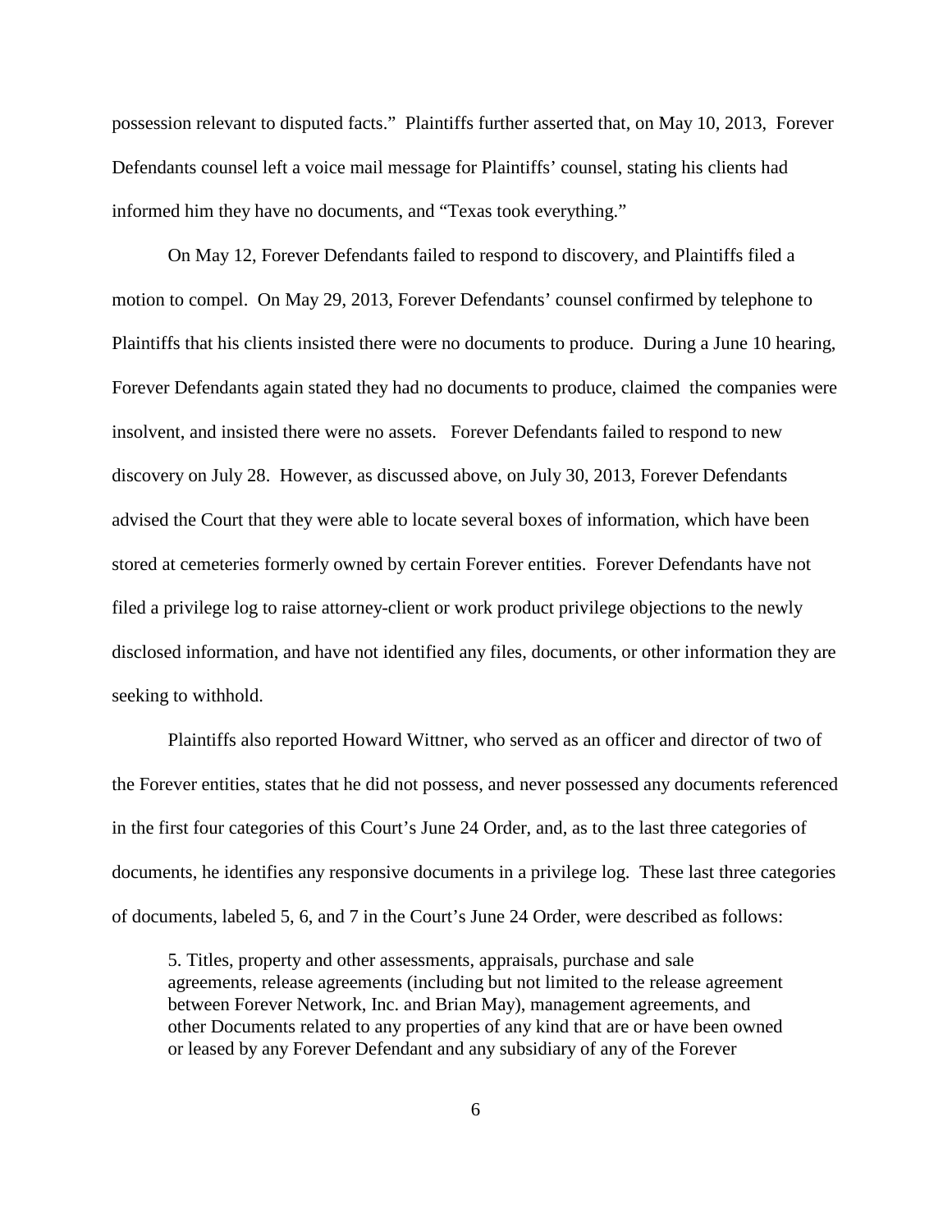possession relevant to disputed facts." Plaintiffs further asserted that, on May 10, 2013, Forever Defendants counsel left a voice mail message for Plaintiffs' counsel, stating his clients had informed him they have no documents, and "Texas took everything."

On May 12, Forever Defendants failed to respond to discovery, and Plaintiffs filed a motion to compel. On May 29, 2013, Forever Defendants' counsel confirmed by telephone to Plaintiffs that his clients insisted there were no documents to produce. During a June 10 hearing, Forever Defendants again stated they had no documents to produce, claimed the companies were insolvent, and insisted there were no assets. Forever Defendants failed to respond to new discovery on July 28. However, as discussed above, on July 30, 2013, Forever Defendants advised the Court that they were able to locate several boxes of information, which have been stored at cemeteries formerly owned by certain Forever entities. Forever Defendants have not filed a privilege log to raise attorney-client or work product privilege objections to the newly disclosed information, and have not identified any files, documents, or other information they are seeking to withhold.

Plaintiffs also reported Howard Wittner, who served as an officer and director of two of the Forever entities, states that he did not possess, and never possessed any documents referenced in the first four categories of this Court's June 24 Order, and, as to the last three categories of documents, he identifies any responsive documents in a privilege log. These last three categories of documents, labeled 5, 6, and 7 in the Court's June 24 Order, were described as follows:

> 5. Titles, property and other assessments, appraisals, purchase and sale agreements, release agreements (including but not limited to the release agreement between Forever Network, Inc. and Brian May), management agreements, and other Documents related to any properties of any kind that are or have been owned or leased by any Forever Defendant and any subsidiary of any of the Forever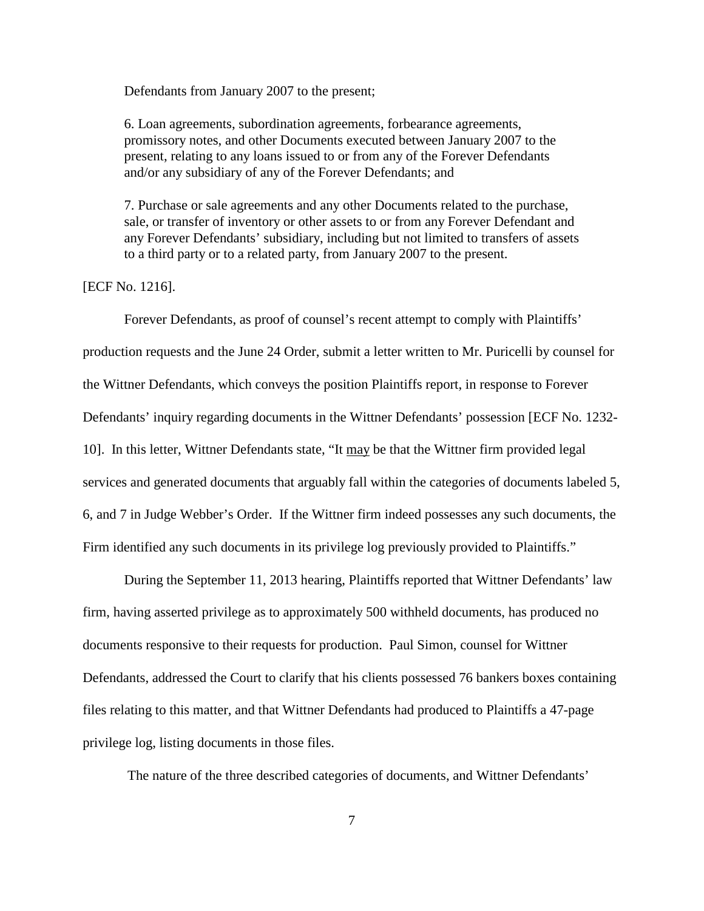Defendants from January 2007 to the present;

6. Loan agreements, subordination agreements, forbearance agreements, promissory notes, and other Documents executed between January 2007 to the present, relating to any loans issued to or from any of the Forever Defendants and/or any subsidiary of any of the Forever Defendants; and

7. Purchase or sale agreements and any other Documents related to the purchase, sale, or transfer of inventory or other assets to or from any Forever Defendant and any Forever Defendants' subsidiary, including but not limited to transfers of assets to a third party or to a related party, from January 2007 to the present.

[ECF No. 1216].

Forever Defendants, as proof of counsel's recent attempt to comply with Plaintiffs' production requests and the June 24 Order, submit a letter written to Mr. Puricelli by counsel for the Wittner Defendants, which conveys the position Plaintiffs report, in response to Forever Defendants' inquiry regarding documents in the Wittner Defendants' possession [ECF No. 1232-10]. In this letter, Wittner Defendants state, "It <u>may</u> be that the Wittner firm provided legal services and generated documents that arguably fall within the categories of documents labeled 5, 6, and 7 in Judge Webber's Order. If the Wittner firm indeed possesses any such documents, the Firm identified any such documents in its privilege log previously provided to Plaintiffs."

During the September 11, 2013 hearing, Plaintiffs reported that Wittner Defendants' law firm, having asserted privilege as to approximately 500 withheld documents, has produced no documents responsive to their requests for production. Paul Simon, counsel for Wittner Defendants, addressed the Court to clarify that his clients possessed 76 bankers boxes containing files relating to this matter, and that Wittner Defendants had produced to Plaintiffs a 47-page privilege log, listing documents in those files.

The nature of the three described categories of documents, and Wittner Defendants'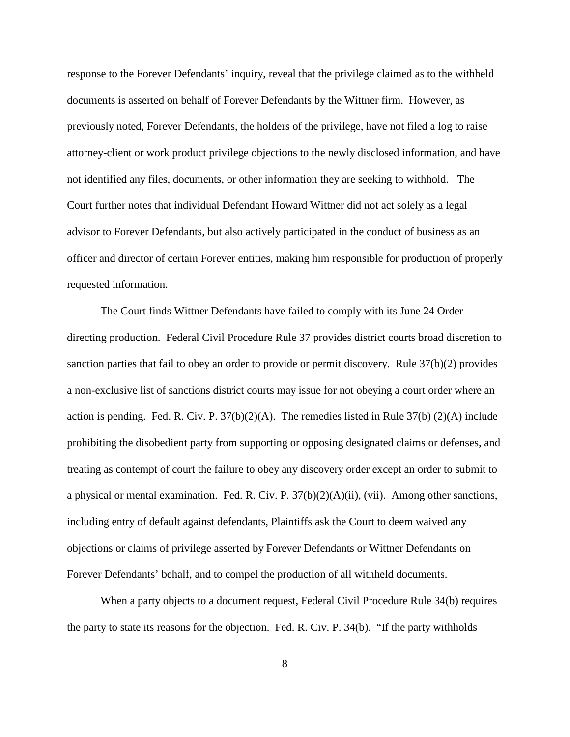response to the Forever Defendants' inquiry, reveal that the privilege claimed as to the withheld documents is asserted on behalf of Forever Defendants by the Wittner firm. However, as previously noted, Forever Defendants, the holders of the privilege, have not filed a log to raise attorney-client or work product privilege objections to the newly disclosed information, and have not identified any files, documents, or other information they are seeking to withhold. The Court further notes that individual Defendant Howard Wittner did not act solely as a legal advisor to Forever Defendants, but also actively participated in the conduct of business as an officer and director of certain Forever entities, making him responsible for production of properly requested information.

The Court finds Wittner Defendants have failed to comply with its June 24 Order directing production. Federal Civil Procedure Rule 37 provides district courts broad discretion to sanction parties that fail to obey an order to provide or permit discovery. Rule 37(b)(2) provides a non-exclusive list of sanctions district courts may issue for not obeying a court order where an action is pending. Fed. R. Civ. P. 37(b)(2)(A). The remedies listed in Rule 37(b) (2)(A) include prohibiting the disobedient party from supporting or opposing designated claims or defenses, and treating as contempt of court the failure to obey any discovery order except an order to submit to a physical or mental examination. Fed. R. Civ. P. 37(b)(2)(A)(ii), (vii). Among other sanctions, including entry of default against defendants, Plaintiffs ask the Court to deem waived any objections or claims of privilege asserted by Forever Defendants or Wittner Defendants on Forever Defendants' behalf, and to compel the production of all withheld documents.

When a party objects to a document request, Federal Civil Procedure Rule 34(b) requires the party to state its reasons for the objection. Fed. R. Civ. P. 34(b). "If the party withholds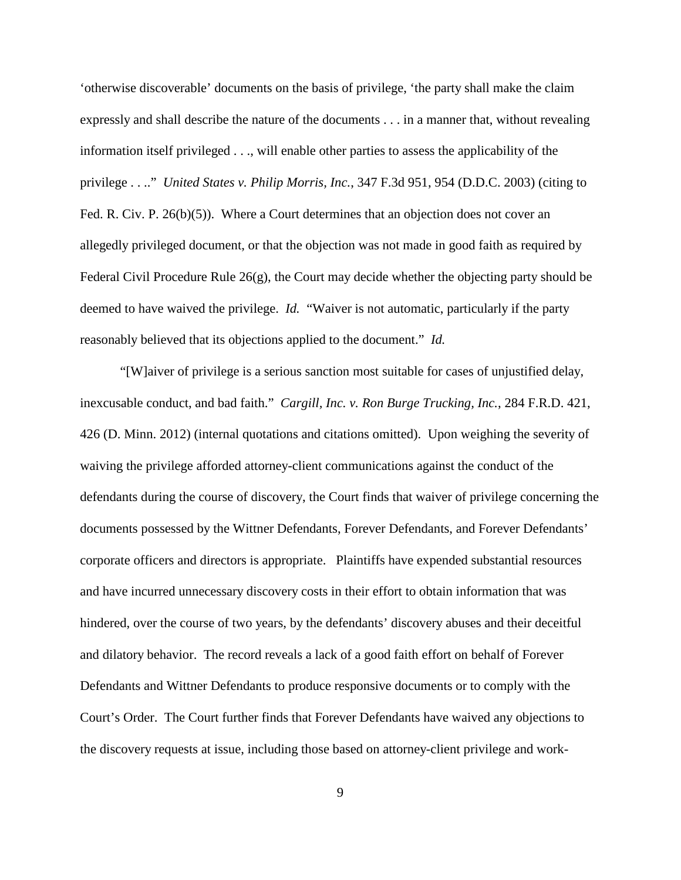‘otherwise discoverable’ documents on the basis of privilege, ‘the party shall make the claim expressly and shall describe the nature of the documents . . . in a manner that, without revealing information itself privileged . . ., will enable other parties to assess the applicability of the privilege . . ..” *United States v. Philip Morris, Inc.*, 347 F.3d 951, 954 (D.D.C. 2003) (citing to Fed. R. Civ. P. 26(b)(5)). Where a Court determines that an objection does not cover an allegedly privileged document, or that the objection was not made in good faith as required by Federal Civil Procedure Rule 26(g), the Court may decide whether the objecting party should be deemed to have waived the privilege. *Id.* “Waiver is not automatic, particularly if the party reasonably believed that its objections applied to the document.” *Id.*

“[W]aiver of privilege is a serious sanction most suitable for cases of unjustified delay, inexcusable conduct, and bad faith.” *Cargill, Inc. v. Ron Burge Trucking, Inc.*, 284 F.R.D. 421, 426 (D. Minn. 2012) (internal quotations and citations omitted). Upon weighing the severity of waiving the privilege afforded attorney-client communications against the conduct of the defendants during the course of discovery, the Court finds that waiver of privilege concerning the documents possessed by the Wittner Defendants, Forever Defendants, and Forever Defendants’ corporate officers and directors is appropriate. Plaintiffs have expended substantial resources and have incurred unnecessary discovery costs in their effort to obtain information that was hindered, over the course of two years, by the defendants’ discovery abuses and their deceitful and dilatory behavior. The record reveals a lack of a good faith effort on behalf of Forever Defendants and Wittner Defendants to produce responsive documents or to comply with the Court’s Order. The Court further finds that Forever Defendants have waived any objections to the discovery requests at issue, including those based on attorney-client privilege and work-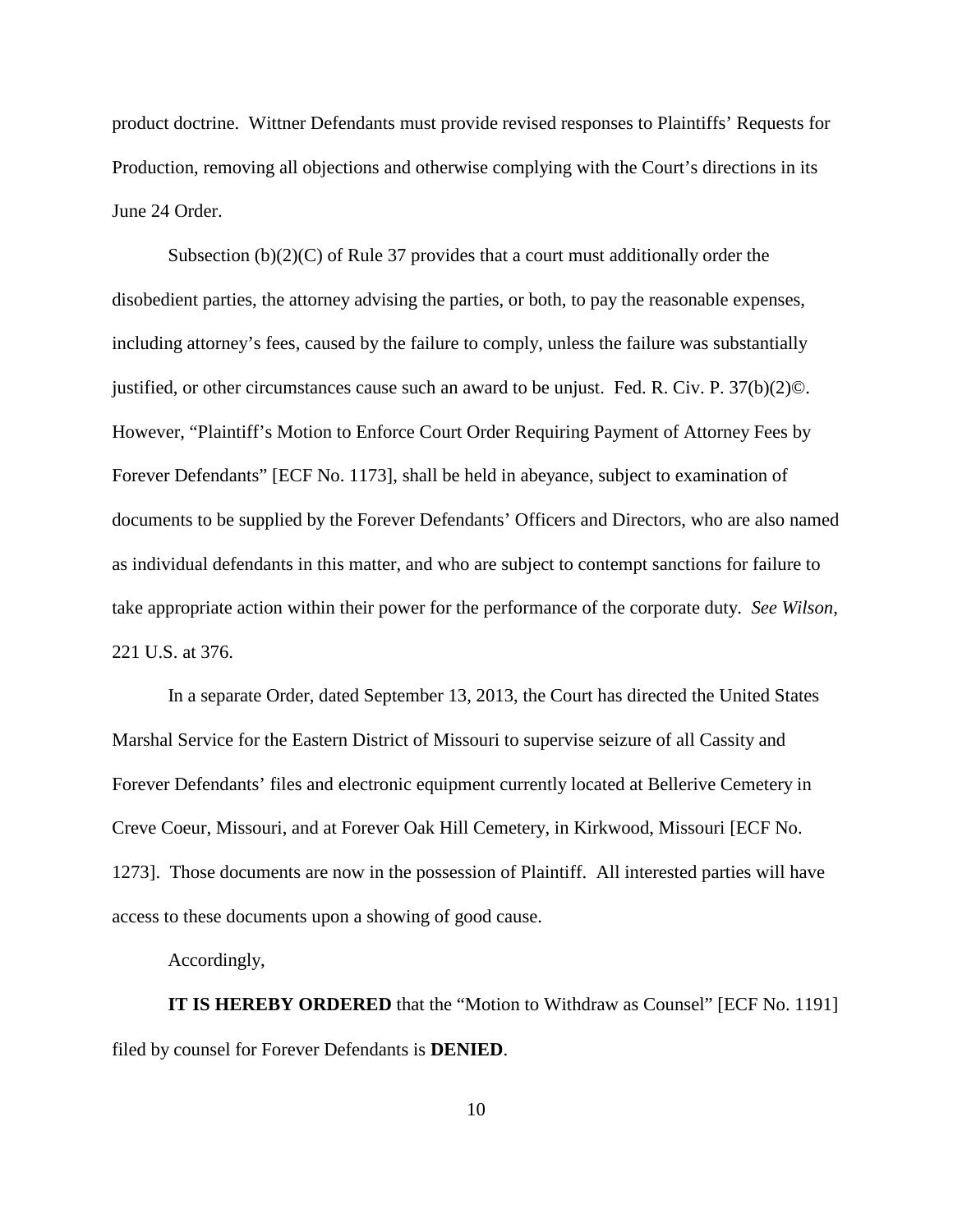product doctrine. Wittner Defendants must provide revised responses to Plaintiffs' Requests for Production, removing all objections and otherwise complying with the Court's directions in its June 24 Order.

Subsection (b)(2)(C) of Rule 37 provides that a court must additionally order the disobedient parties, the attorney advising the parties, or both, to pay the reasonable expenses, including attorney's fees, caused by the failure to comply, unless the failure was substantially justified, or other circumstances cause such an award to be unjust. Fed. R. Civ. P. 37(b)(2)©. However, "Plaintiff's Motion to Enforce Court Order Requiring Payment of Attorney Fees by Forever Defendants" [ECF No. 1173], shall be held in abeyance, subject to examination of documents to be supplied by the Forever Defendants' Officers and Directors, who are also named as individual defendants in this matter, and who are subject to contempt sanctions for failure to take appropriate action within their power for the performance of the corporate duty. *See Wilson*, 221 U.S. at 376.

In a separate Order, dated September 13, 2013, the Court has directed the United States Marshal Service for the Eastern District of Missouri to supervise seizure of all Cassity and Forever Defendants' files and electronic equipment currently located at Bellerive Cemetery in Creve Coeur, Missouri, and at Forever Oak Hill Cemetery, in Kirkwood, Missouri [ECF No. 1273]. Those documents are now in the possession of Plaintiff. All interested parties will have access to these documents upon a showing of good cause.

Accordingly,

**IT IS HEREBY ORDERED** that the "Motion to Withdraw as Counsel" [ECF No. 1191] filed by counsel for Forever Defendants is **DENIED**.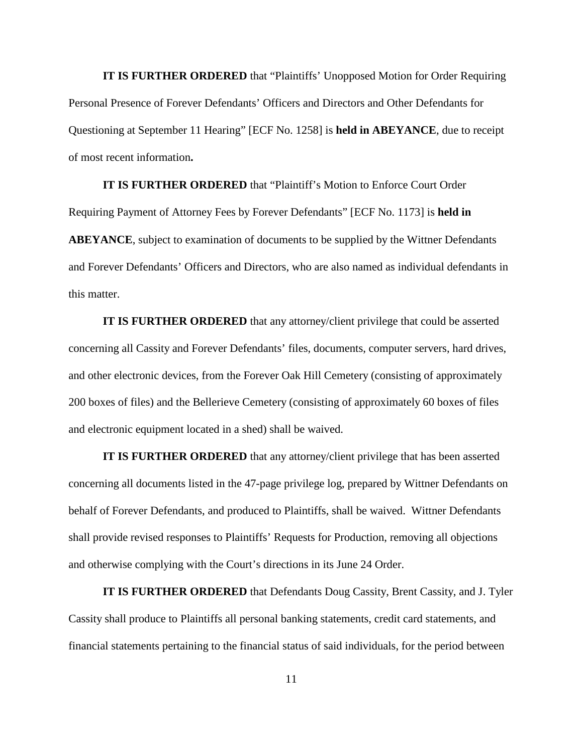**IT IS FURTHER ORDERED** that "Plaintiffs' Unopposed Motion for Order Requiring Personal Presence of Forever Defendants' Officers and Directors and Other Defendants for Questioning at September 11 Hearing" [ECF No. 1258] is **held in ABEYANCE**, due to receipt of most recent information**.**

**IT IS FURTHER ORDERED** that "Plaintiff's Motion to Enforce Court Order Requiring Payment of Attorney Fees by Forever Defendants" [ECF No. 1173] is **held in ABEYANCE**, subject to examination of documents to be supplied by the Wittner Defendants and Forever Defendants' Officers and Directors, who are also named as individual defendants in this matter.

**IT IS FURTHER ORDERED** that any attorney/client privilege that could be asserted concerning all Cassity and Forever Defendants' files, documents, computer servers, hard drives, and other electronic devices, from the Forever Oak Hill Cemetery (consisting of approximately 200 boxes of files) and the Bellerieve Cemetery (consisting of approximately 60 boxes of files and electronic equipment located in a shed) shall be waived.

**IT IS FURTHER ORDERED** that any attorney/client privilege that has been asserted concerning all documents listed in the 47-page privilege log, prepared by Wittner Defendants on behalf of Forever Defendants, and produced to Plaintiffs, shall be waived. Wittner Defendants shall provide revised responses to Plaintiffs' Requests for Production, removing all objections and otherwise complying with the Court's directions in its June 24 Order.

**IT IS FURTHER ORDERED** that Defendants Doug Cassity, Brent Cassity, and J. Tyler Cassity shall produce to Plaintiffs all personal banking statements, credit card statements, and financial statements pertaining to the financial status of said individuals, for the period between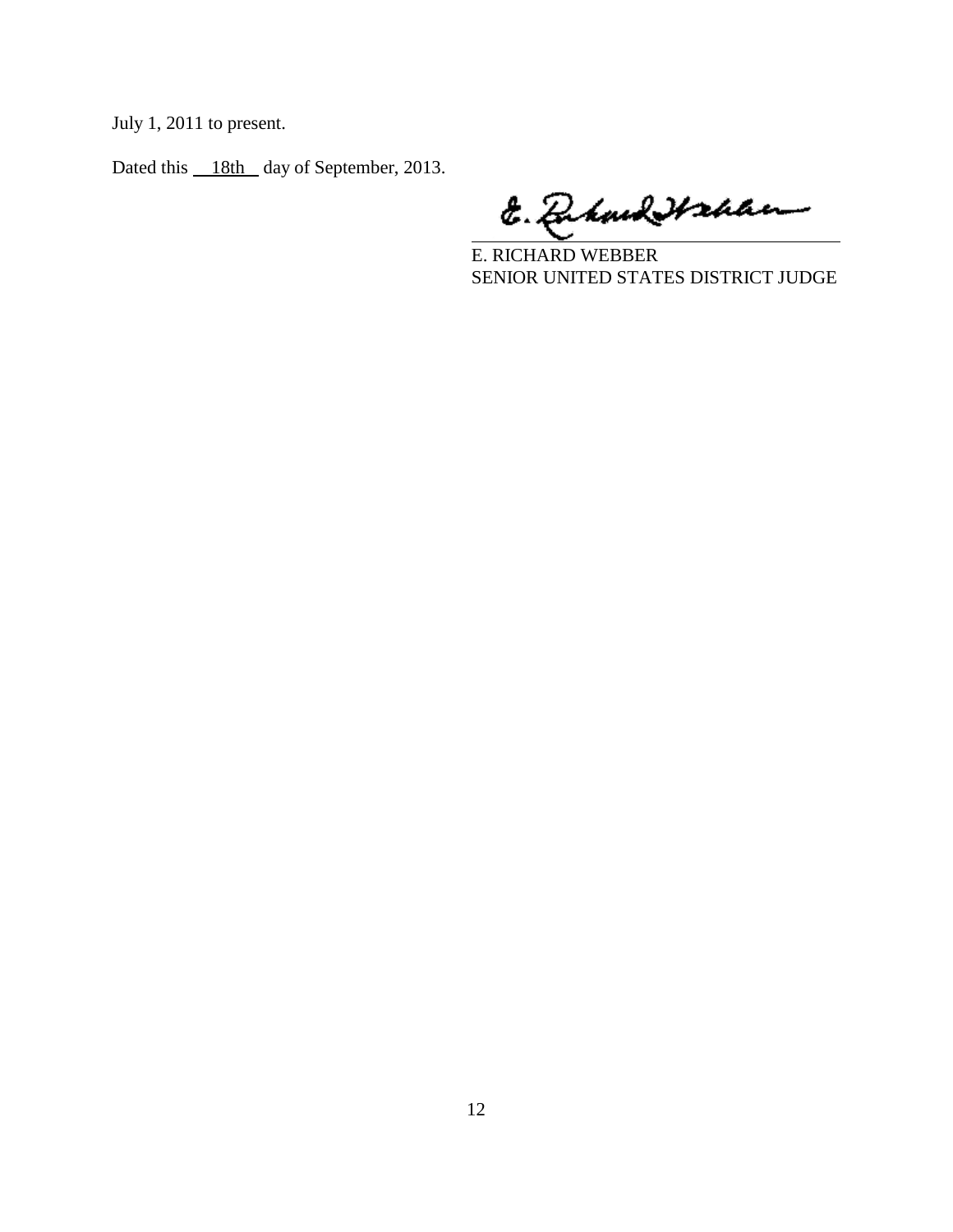July 1, 2011 to present.

Dated this 18th day of September, 2013.

E. RICHARD WEBBER
SENIOR UNITED STATES DISTRICT JUDGE